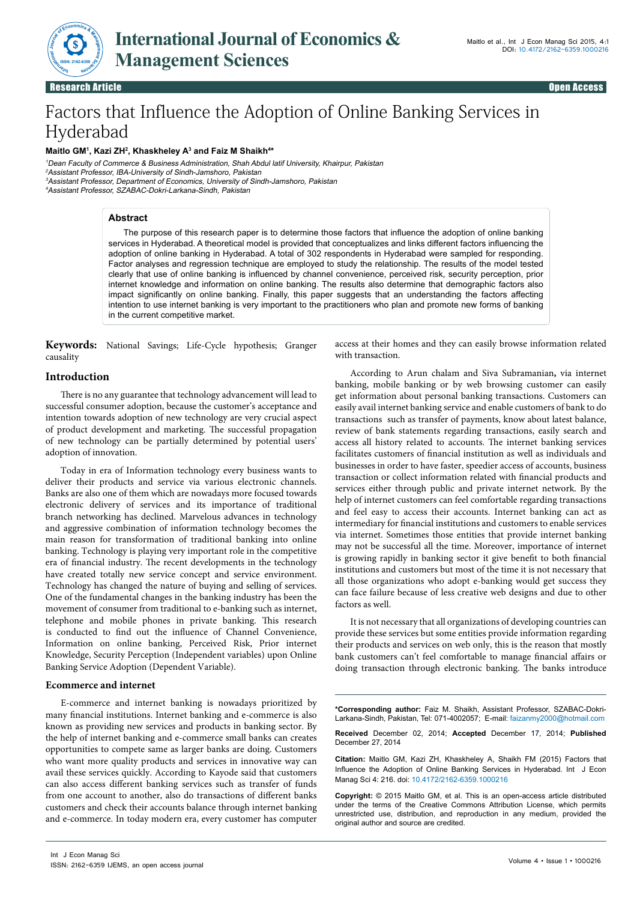# International Journal of Economics & Management Sciences

Research Article | Open Access

# Factors that Influence the Adoption of Online Banking Services in Hyderabad

**Maitlo GM[1], Kazi ZH[2], Khaskheley A[3] and Faiz M Shaikh[4*]**

[1]*Dean Faculty of Commerce & Business Administration, Shah Abdul latif University, Khairpur, Pakistan*
[2]*Assistant Professor, IBA-University of Sindh-Jamshoro, Pakistan*
[3]*Assistant Professor, Department of Economics, University of Sindh-Jamshoro, Pakistan*
[4]*Assistant Professor, SZABAC-Dokri-Larkana-Sindh, Pakistan*

## Abstract

The purpose of this research paper is to determine those factors that influence the adoption of online banking services in Hyderabad. A theoretical model is provided that conceptualizes and links different factors influencing the adoption of online banking in Hyderabad. A total of 302 respondents in Hyderabad were sampled for responding. Factor analyses and regression technique are employed to study the relationship. The results of the model tested clearly that use of online banking is influenced by channel convenience, perceived risk, security perception, prior internet knowledge and information on online banking. The results also determine that demographic factors also impact significantly on online banking. Finally, this paper suggests that an understanding the factors affecting intention to use internet banking is very important to the practitioners who plan and promote new forms of banking in the current competitive market.

**Keywords:** National Savings; Life-Cycle hypothesis; Granger causality

## Introduction

There is no any guarantee that technology advancement will lead to successful consumer adoption, because the customer's acceptance and intention towards adoption of new technology are very crucial aspect of product development and marketing. The successful propagation of new technology can be partially determined by potential users' adoption of innovation.

Today in era of Information technology every business wants to deliver their products and service via various electronic channels. Banks are also one of them which are nowadays more focused towards electronic delivery of services and its importance of traditional branch networking has declined. Marvelous advances in technology and aggressive combination of information technology becomes the main reason for transformation of traditional banking into online banking. Technology is playing very important role in the competitive era of financial industry. The recent developments in the technology have created totally new service concept and service environment. Technology has changed the nature of buying and selling of services. One of the fundamental changes in the banking industry has been the movement of consumer from traditional to e-banking such as internet, telephone and mobile phones in private banking. This research is conducted to find out the influence of Channel Convenience, Information on online banking, Perceived Risk, Prior internet Knowledge, Security Perception (Independent variables) upon Online Banking Service Adoption (Dependent Variable).

### Ecommerce and internet

E-commerce and internet banking is nowadays prioritized by many financial institutions. Internet banking and e-commerce is also known as providing new services and products in banking sector. By the help of internet banking and e-commerce small banks can creates opportunities to compete same as larger banks are doing. Customers who want more quality products and services in innovative way can avail these services quickly. According to Kayode said that customers can also access different banking services such as transfer of funds from one account to another, also do transactions of different banks customers and check their accounts balance through internet banking and e-commerce. In today modern era, every customer has computer access at their homes and they can easily browse information related with transaction.

According to Arun chalam and Siva Subramanian**,** via internet banking, mobile banking or by web browsing customer can easily get information about personal banking transactions. Customers can easily avail internet banking service and enable customers of bank to do transactions such as transfer of payments, know about latest balance, review of bank statements regarding transactions, easily search and access all history related to accounts. The internet banking services facilitates customers of financial institution as well as individuals and businesses in order to have faster, speedier access of accounts, business transaction or collect information related with financial products and services either through public and private internet network. By the help of internet customers can feel comfortable regarding transactions and feel easy to access their accounts. Internet banking can act as intermediary for financial institutions and customers to enable services via internet. Sometimes those entities that provide internet banking may not be successful all the time. Moreover, importance of internet is growing rapidly in banking sector it give benefit to both financial institutions and customers but most of the time it is not necessary that all those organizations who adopt e-banking would get success they can face failure because of less creative web designs and due to other factors as well.

It is not necessary that all organizations of developing countries can provide these services but some entities provide information regarding their products and services on web only, this is the reason that mostly bank customers can't feel comfortable to manage financial affairs or doing transaction through electronic banking. The banks introduce

---

**\*Corresponding author:** Faiz M. Shaikh, Assistant Professor, SZABAC-Dokri-Larkana-Sindh, Pakistan, Tel: 071-4002057; E-mail: faizanmy2000@hotmail.com

**Received** December 02, 2014; **Accepted** December 17, 2014; **Published** December 27, 2014

**Citation:** Maitlo GM, Kazi ZH, Khaskheley A, Shaikh FM (2015) Factors that Influence the Adoption of Online Banking Services in Hyderabad. Int J Econ Manag Sci 4: 216. doi: 10.4172/2162-6359.1000216

**Copyright:** © 2015 Maitlo GM, et al. This is an open-access article distributed under the terms of the Creative Commons Attribution License, which permits unrestricted use, distribution, and reproduction in any medium, provided the original author and source are credited.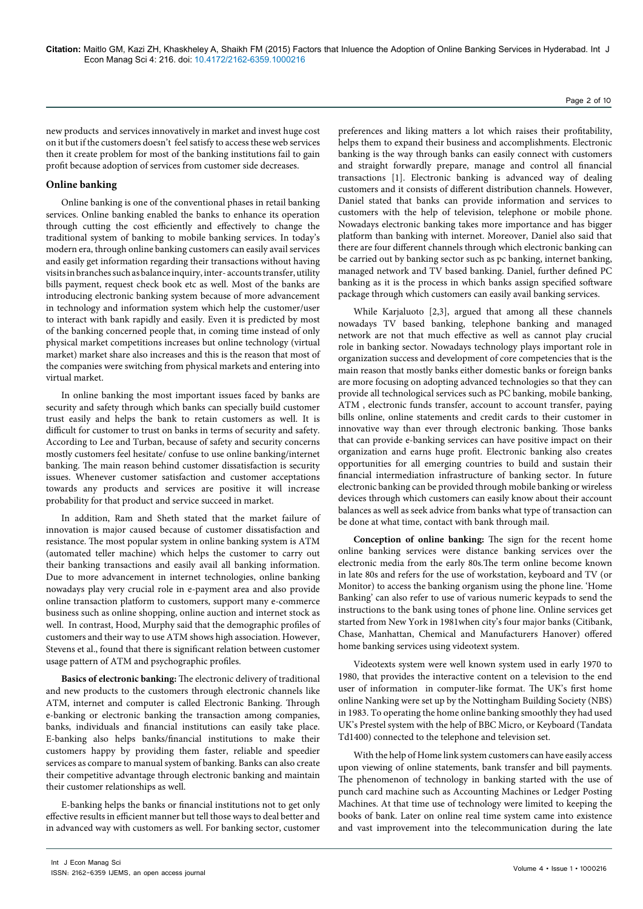new products and services innovatively in market and invest huge cost on it but if the customers doesn't feel satisfy to access these web services then it create problem for most of the banking institutions fail to gain profit because adoption of services from customer side decreases.

## Online banking

Online banking is one of the conventional phases in retail banking services. Online banking enabled the banks to enhance its operation through cutting the cost efficiently and effectively to change the traditional system of banking to mobile banking services. In today's modern era, through online banking customers can easily avail services and easily get information regarding their transactions without having visits in branches such as balance inquiry, inter- accounts transfer, utility bills payment, request check book etc as well. Most of the banks are introducing electronic banking system because of more advancement in technology and information system which help the customer/user to interact with bank rapidly and easily. Even it is predicted by most of the banking concerned people that, in coming time instead of only physical market competitions increases but online technology (virtual market) market share also increases and this is the reason that most of the companies were switching from physical markets and entering into virtual market.

In online banking the most important issues faced by banks are security and safety through which banks can specially build customer trust easily and helps the bank to retain customers as well. It is difficult for customer to trust on banks in terms of security and safety. According to Lee and Turban, because of safety and security concerns mostly customers feel hesitate/ confuse to use online banking/internet banking. The main reason behind customer dissatisfaction is security issues. Whenever customer satisfaction and customer acceptations towards any products and services are positive it will increase probability for that product and service succeed in market.

In addition, Ram and Sheth stated that the market failure of innovation is major caused because of customer dissatisfaction and resistance. The most popular system in online banking system is ATM (automated teller machine) which helps the customer to carry out their banking transactions and easily avail all banking information. Due to more advancement in internet technologies, online banking nowadays play very crucial role in e-payment area and also provide online transaction platform to customers, support many e-commerce business such as online shopping, online auction and internet stock as well. In contrast, Hood, Murphy said that the demographic profiles of customers and their way to use ATM shows high association. However, Stevens et al., found that there is significant relation between customer usage pattern of ATM and psychographic profiles.

**Basics of electronic banking:** The electronic delivery of traditional and new products to the customers through electronic channels like ATM, internet and computer is called Electronic Banking. Through e-banking or electronic banking the transaction among companies, banks, individuals and financial institutions can easily take place. E-banking also helps banks/financial institutions to make their customers happy by providing them faster, reliable and speedier services as compare to manual system of banking. Banks can also create their competitive advantage through electronic banking and maintain their customer relationships as well.

E-banking helps the banks or financial institutions not to get only effective results in efficient manner but tell those ways to deal better and in advanced way with customers as well. For banking sector, customer preferences and liking matters a lot which raises their profitability, helps them to expand their business and accomplishments. Electronic banking is the way through banks can easily connect with customers and straight forwardly prepare, manage and control all financial transactions [1]. Electronic banking is advanced way of dealing customers and it consists of different distribution channels. However, Daniel stated that banks can provide information and services to customers with the help of television, telephone or mobile phone. Nowadays electronic banking takes more importance and has bigger platform than banking with internet. Moreover, Daniel also said that there are four different channels through which electronic banking can be carried out by banking sector such as pc banking, internet banking, managed network and TV based banking. Daniel, further defined PC banking as it is the process in which banks assign specified software package through which customers can easily avail banking services.

While Karjaluoto [2,3], argued that among all these channels nowadays TV based banking, telephone banking and managed network are not that much effective as well as cannot play crucial role in banking sector. Nowadays technology plays important role in organization success and development of core competencies that is the main reason that mostly banks either domestic banks or foreign banks are more focusing on adopting advanced technologies so that they can provide all technological services such as PC banking, mobile banking, ATM , electronic funds transfer, account to account transfer, paying bills online, online statements and credit cards to their customer in innovative way than ever through electronic banking. Those banks that can provide e-banking services can have positive impact on their organization and earns huge profit. Electronic banking also creates opportunities for all emerging countries to build and sustain their financial intermediation infrastructure of banking sector. In future electronic banking can be provided through mobile banking or wireless devices through which customers can easily know about their account balances as well as seek advice from banks what type of transaction can be done at what time, contact with bank through mail.

**Conception of online banking:** The sign for the recent home online banking services were distance banking services over the electronic media from the early 80s.The term online become known in late 80s and refers for the use of workstation, keyboard and TV (or Monitor) to access the banking organism using the phone line. 'Home Banking' can also refer to use of various numeric keypads to send the instructions to the bank using tones of phone line. Online services get started from New York in 1981when city's four major banks (Citibank, Chase, Manhattan, Chemical and Manufacturers Hanover) offered home banking services using videotext system.

Videotexts system were well known system used in early 1970 to 1980, that provides the interactive content on a television to the end user of information in computer-like format. The UK's first home online Nanking were set up by the Nottingham Building Society (NBS) in 1983. To operating the home online banking smoothly they had used UK's Prestel system with the help of BBC Micro, or Keyboard (Tandata Td1400) connected to the telephone and television set.

With the help of Home link system customers can have easily access upon viewing of online statements, bank transfer and bill payments. The phenomenon of technology in banking started with the use of punch card machine such as Accounting Machines or Ledger Posting Machines. At that time use of technology were limited to keeping the books of bank. Later on online real time system came into existence and vast improvement into the telecommunication during the late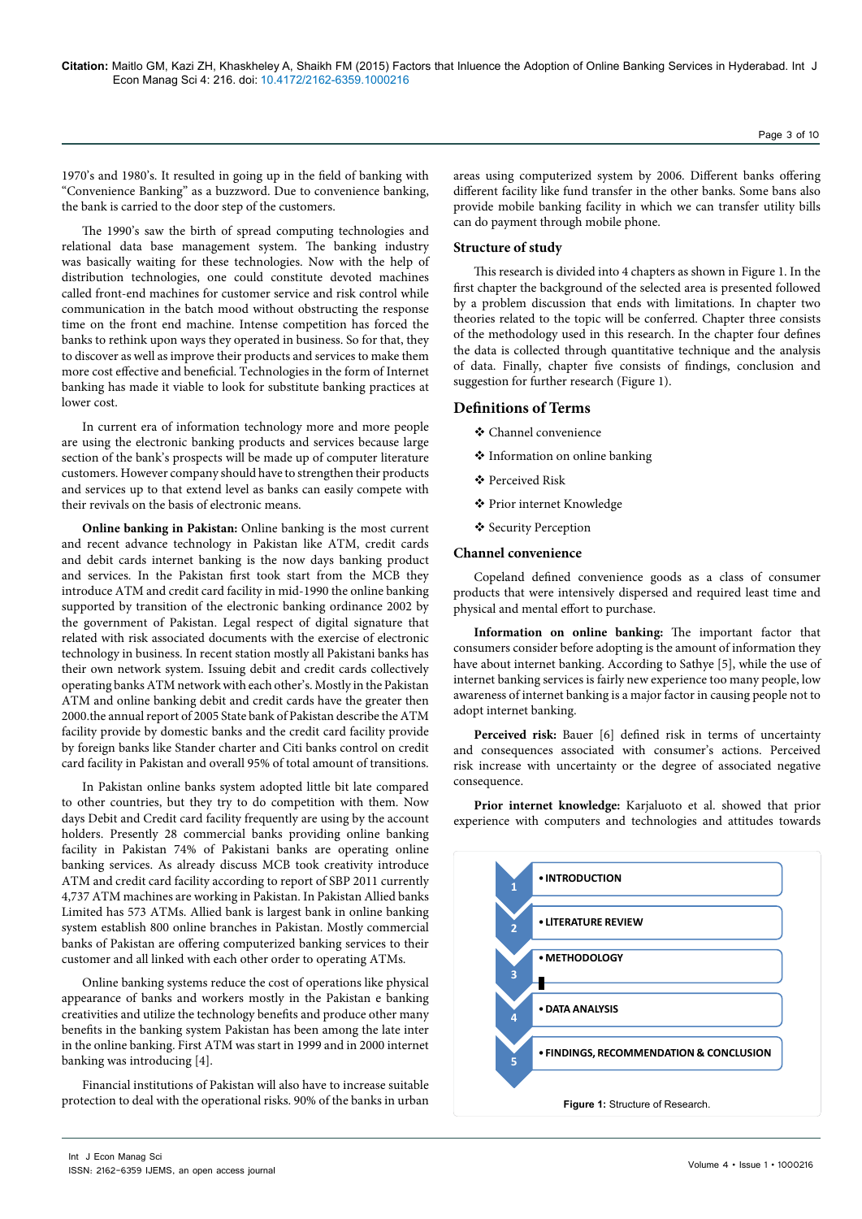1970's and 1980's. It resulted in going up in the field of banking with "Convenience Banking" as a buzzword. Due to convenience banking, the bank is carried to the door step of the customers.

The 1990's saw the birth of spread computing technologies and relational data base management system. The banking industry was basically waiting for these technologies. Now with the help of distribution technologies, one could constitute devoted machines called front-end machines for customer service and risk control while communication in the batch mood without obstructing the response time on the front end machine. Intense competition has forced the banks to rethink upon ways they operated in business. So for that, they to discover as well as improve their products and services to make them more cost effective and beneficial. Technologies in the form of Internet banking has made it viable to look for substitute banking practices at lower cost.

In current era of information technology more and more people are using the electronic banking products and services because large section of the bank's prospects will be made up of computer literature customers. However company should have to strengthen their products and services up to that extend level as banks can easily compete with their revivals on the basis of electronic means.

**Online banking in Pakistan:** Online banking is the most current and recent advance technology in Pakistan like ATM, credit cards and debit cards internet banking is the now days banking product and services. In the Pakistan first took start from the MCB they introduce ATM and credit card facility in mid-1990 the online banking supported by transition of the electronic banking ordinance 2002 by the government of Pakistan. Legal respect of digital signature that related with risk associated documents with the exercise of electronic technology in business. In recent station mostly all Pakistani banks has their own network system. Issuing debit and credit cards collectively operating banks ATM network with each other's. Mostly in the Pakistan ATM and online banking debit and credit cards have the greater then 2000.the annual report of 2005 State bank of Pakistan describe the ATM facility provide by domestic banks and the credit card facility provide by foreign banks like Stander charter and Citi banks control on credit card facility in Pakistan and overall 95% of total amount of transitions.

In Pakistan online banks system adopted little bit late compared to other countries, but they try to do competition with them. Now days Debit and Credit card facility frequently are using by the account holders. Presently 28 commercial banks providing online banking facility in Pakistan 74% of Pakistani banks are operating online banking services. As already discuss MCB took creativity introduce ATM and credit card facility according to report of SBP 2011 currently 4,737 ATM machines are working in Pakistan. In Pakistan Allied banks Limited has 573 ATMs. Allied bank is largest bank in online banking system establish 800 online branches in Pakistan. Mostly commercial banks of Pakistan are offering computerized banking services to their customer and all linked with each other order to operating ATMs.

Online banking systems reduce the cost of operations like physical appearance of banks and workers mostly in the Pakistan e banking creativities and utilize the technology benefits and produce other many benefits in the banking system Pakistan has been among the late inter in the online banking. First ATM was start in 1999 and in 2000 internet banking was introducing [4].

Financial institutions of Pakistan will also have to increase suitable protection to deal with the operational risks. 90% of the banks in urban areas using computerized system by 2006. Different banks offering different facility like fund transfer in the other banks. Some bans also provide mobile banking facility in which we can transfer utility bills can do payment through mobile phone.

## Structure of study

This research is divided into 4 chapters as shown in Figure 1. In the first chapter the background of the selected area is presented followed by a problem discussion that ends with limitations. In chapter two theories related to the topic will be conferred. Chapter three consists of the methodology used in this research. In the chapter four defines the data is collected through quantitative technique and the analysis of data. Finally, chapter five consists of findings, conclusion and suggestion for further research (Figure 1).

| | |
|---|---|
| 1 | • INTRODUCTION |
| 2 | • LITERATURE REVIEW |
| 3 | • METHODOLOGY |
| 4 | • DATA ANALYSIS |
| 5 | • FINDINGS, RECOMMENDATION & CONCLUSION |

**Figure 1:** Structure of Research.

## Definitions of Terms

- ❖ Channel convenience
- ❖ Information on online banking
- ❖ Perceived Risk
- ❖ Prior internet Knowledge
- ❖ Security Perception

### Channel convenience

Copeland defined convenience goods as a class of consumer products that were intensively dispersed and required least time and physical and mental effort to purchase.

**Information on online banking:** The important factor that consumers consider before adopting is the amount of information they have about internet banking. According to Sathye [5], while the use of internet banking services is fairly new experience too many people, low awareness of internet banking is a major factor in causing people not to adopt internet banking.

**Perceived risk:** Bauer [6] defined risk in terms of uncertainty and consequences associated with consumer's actions. Perceived risk increase with uncertainty or the degree of associated negative consequence.

**Prior internet knowledge:** Karjaluoto et al. showed that prior experience with computers and technologies and attitudes towards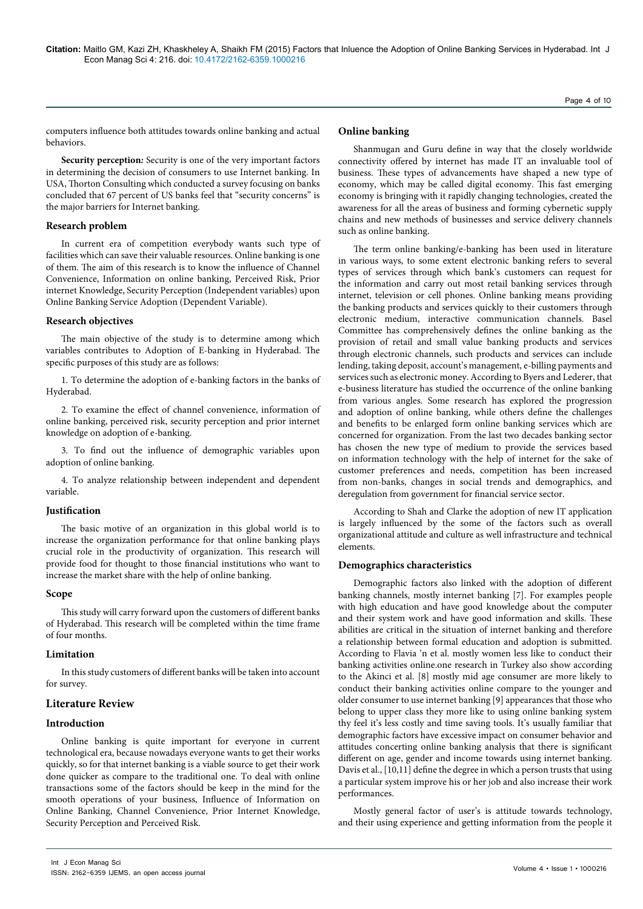computers influence both attitudes towards online banking and actual behaviors.

**Security perception:** Security is one of the very important factors in determining the decision of consumers to use Internet banking. In USA, Thorton Consulting which conducted a survey focusing on banks concluded that 67 percent of US banks feel that "security concerns" is the major barriers for Internet banking.

### Research problem

In current era of competition everybody wants such type of facilities which can save their valuable resources. Online banking is one of them. The aim of this research is to know the influence of Channel Convenience, Information on online banking, Perceived Risk, Prior internet Knowledge, Security Perception (Independent variables) upon Online Banking Service Adoption (Dependent Variable).

### Research objectives

The main objective of the study is to determine among which variables contributes to Adoption of E-banking in Hyderabad. The specific purposes of this study are as follows:

1. To determine the adoption of e-banking factors in the banks of Hyderabad.

2. To examine the effect of channel convenience, information of online banking, perceived risk, security perception and prior internet knowledge on adoption of e-banking.

3. To find out the influence of demographic variables upon adoption of online banking.

4. To analyze relationship between independent and dependent variable.

### Justification

The basic motive of an organization in this global world is to increase the organization performance for that online banking plays crucial role in the productivity of organization. This research will provide food for thought to those financial institutions who want to increase the market share with the help of online banking.

### Scope

This study will carry forward upon the customers of different banks of Hyderabad. This research will be completed within the time frame of four months.

### Limitation

In this study customers of different banks will be taken into account for survey.

## Literature Review

### Introduction

Online banking is quite important for everyone in current technological era, because nowadays everyone wants to get their works quickly, so for that internet banking is a viable source to get their work done quicker as compare to the traditional one. To deal with online transactions some of the factors should be keep in the mind for the smooth operations of your business, Influence of Information on Online Banking, Channel Convenience, Prior Internet Knowledge, Security Perception and Perceived Risk.

### Online banking

Shanmugan and Guru define in way that the closely worldwide connectivity offered by internet has made IT an invaluable tool of business. These types of advancements have shaped a new type of economy, which may be called digital economy. This fast emerging economy is bringing with it rapidly changing technologies, created the awareness for all the areas of business and forming cybernetic supply chains and new methods of businesses and service delivery channels such as online banking.

The term online banking/e-banking has been used in literature in various ways, to some extent electronic banking refers to several types of services through which bank's customers can request for the information and carry out most retail banking services through internet, television or cell phones. Online banking means providing the banking products and services quickly to their customers through electronic medium, interactive communication channels. Basel Committee has comprehensively defines the online banking as the provision of retail and small value banking products and services through electronic channels, such products and services can include lending, taking deposit, account's management, e-billing payments and services such as electronic money. According to Byers and Lederer, that e-business literature has studied the occurrence of the online banking from various angles. Some research has explored the progression and adoption of online banking, while others define the challenges and benefits to be enlarged form online banking services which are concerned for organization. From the last two decades banking sector has chosen the new type of medium to provide the services based on information technology with the help of internet for the sake of customer preferences and needs, competition has been increased from non-banks, changes in social trends and demographics, and deregulation from government for financial service sector.

According to Shah and Clarke the adoption of new IT application is largely influenced by the some of the factors such as overall organizational attitude and culture as well infrastructure and technical elements.

### Demographics characteristics

Demographic factors also linked with the adoption of different banking channels, mostly internet banking [7]. For examples people with high education and have good knowledge about the computer and their system work and have good information and skills. These abilities are critical in the situation of internet banking and therefore a relationship between formal education and adoption is submitted. According to Flavia 'n et al. mostly women less like to conduct their banking activities online.one research in Turkey also show according to the Akinci et al. [8] mostly mid age consumer are more likely to conduct their banking activities online compare to the younger and older consumer to use internet banking [9] appearances that those who belong to upper class they more like to using online banking system thy feel it's less costly and time saving tools. It's usually familiar that demographic factors have excessive impact on consumer behavior and attitudes concerning online banking analysis that there is significant different on age, gender and income towards using internet banking. Davis et al., [10,11] define the degree in which a person trusts that using a particular system improve his or her job and also increase their work performances.

Mostly general factor of user's is attitude towards technology, and their using experience and getting information from the people it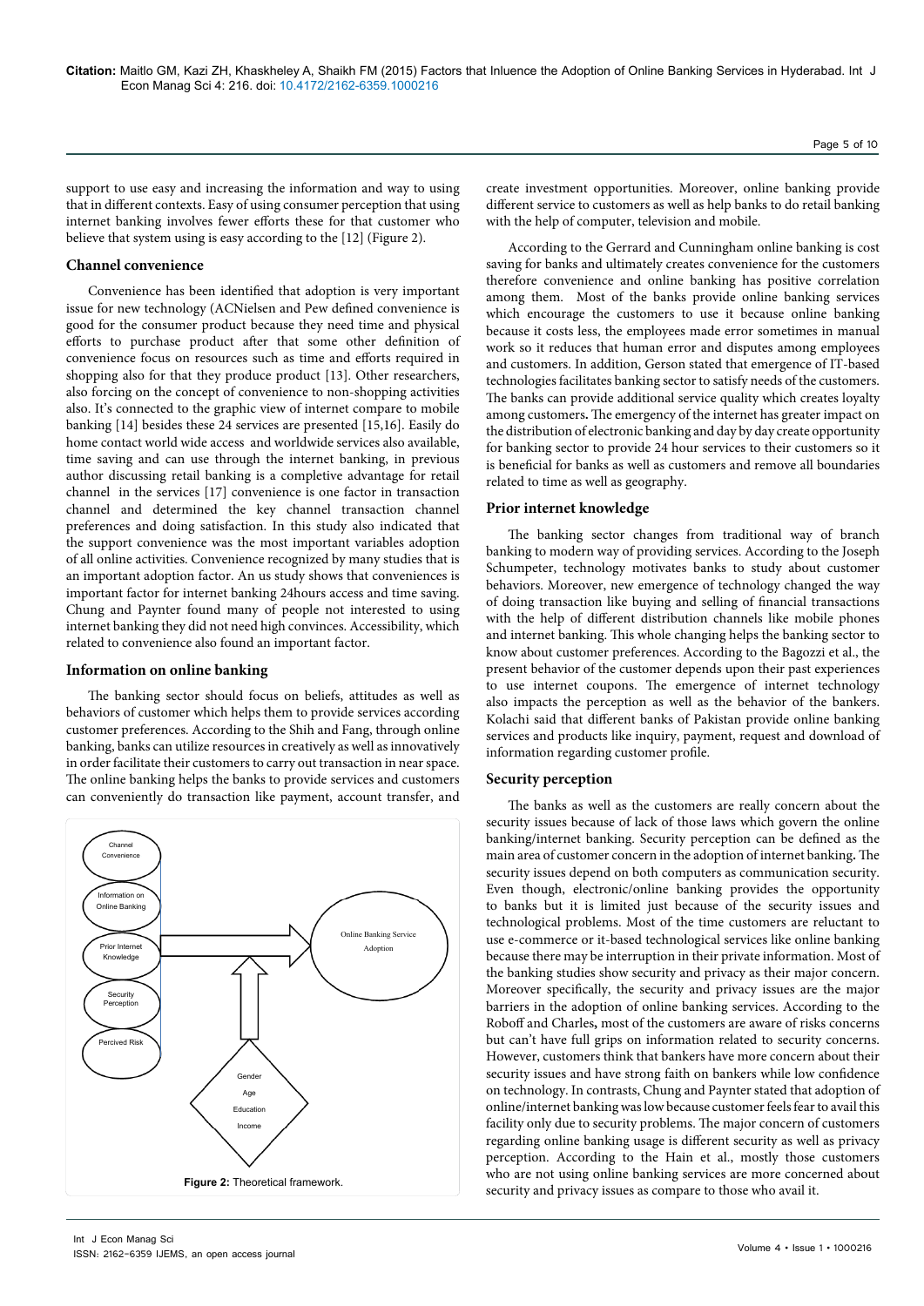support to use easy and increasing the information and way to using that in different contexts. Easy of using consumer perception that using internet banking involves fewer efforts these for that customer who believe that system using is easy according to the [12] (Figure 2).

### Channel convenience

Convenience has been identified that adoption is very important issue for new technology (ACNielsen and Pew defined convenience is good for the consumer product because they need time and physical efforts to purchase product after that some other definition of convenience focus on resources such as time and efforts required in shopping also for that they produce product [13]. Other researchers, also forcing on the concept of convenience to non-shopping activities also. It's connected to the graphic view of internet compare to mobile banking [14] besides these 24 services are presented [15,16]. Easily do home contact world wide access and worldwide services also available, time saving and can use through the internet banking, in previous author discussing retail banking is a completive advantage for retail channel in the services [17] convenience is one factor in transaction channel and determined the key channel transaction channel preferences and doing satisfaction. In this study also indicated that the support convenience was the most important variables adoption of all online activities. Convenience recognized by many studies that is an important adoption factor. An us study shows that conveniences is important factor for internet banking 24hours access and time saving. Chung and Paynter found many of people not interested to using internet banking they did not need high convinces. Accessibility, which related to convenience also found an important factor.

### Information on online banking

The banking sector should focus on beliefs, attitudes as well as behaviors of customer which helps them to provide services according customer preferences. According to the Shih and Fang, through online banking, banks can utilize resources in creatively as well as innovatively in order facilitate their customers to carry out transaction in near space. The online banking helps the banks to provide services and customers can conveniently do transaction like payment, account transfer, and create investment opportunities. Moreover, online banking provide different service to customers as well as help banks to do retail banking with the help of computer, television and mobile.

According to the Gerrard and Cunningham online banking is cost saving for banks and ultimately creates convenience for the customers therefore convenience and online banking has positive correlation among them. Most of the banks provide online banking services which encourage the customers to use it because online banking because it costs less, the employees made error sometimes in manual work so it reduces that human error and disputes among employees and customers. In addition, Gerson stated that emergence of IT-based technologies facilitates banking sector to satisfy needs of the customers. The banks can provide additional service quality which creates loyalty among customers. The emergency of the internet has greater impact on the distribution of electronic banking and day by day create opportunity for banking sector to provide 24 hour services to their customers so it is beneficial for banks as well as customers and remove all boundaries related to time as well as geography.

Channel Convenience

Information on Online Banking

Prior Internet Knowledge

Security Perception

Percived Risk

Online Banking Service Adoption

Gender
Age
Education
Income

**Figure 2:** Theoretical framework.

### Prior internet knowledge

The banking sector changes from traditional way of branch banking to modern way of providing services. According to the Joseph Schumpeter, technology motivates banks to study about customer behaviors. Moreover, new emergence of technology changed the way of doing transaction like buying and selling of financial transactions with the help of different distribution channels like mobile phones and internet banking. This whole changing helps the banking sector to know about customer preferences. According to the Bagozzi et al., the present behavior of the customer depends upon their past experiences to use internet coupons. The emergence of internet technology also impacts the perception as well as the behavior of the bankers. Kolachi said that different banks of Pakistan provide online banking services and products like inquiry, payment, request and download of information regarding customer profile.

### Security perception

The banks as well as the customers are really concern about the security issues because of lack of those laws which govern the online banking/internet banking. Security perception can be defined as the main area of customer concern in the adoption of internet banking. The security issues depend on both computers as communication security. Even though, electronic/online banking provides the opportunity to banks but it is limited just because of the security issues and technological problems. Most of the time customers are reluctant to use e-commerce or it-based technological services like online banking because there may be interruption in their private information. Most of the banking studies show security and privacy as their major concern. Moreover specifically, the security and privacy issues are the major barriers in the adoption of online banking services. According to the Roboff and Charles, most of the customers are aware of risks concerns but can't have full grips on information related to security concerns. However, customers think that bankers have more concern about their security issues and have strong faith on bankers while low confidence on technology. In contrasts, Chung and Paynter stated that adoption of online/internet banking was low because customer feels fear to avail this facility only due to security problems. The major concern of customers regarding online banking usage is different security as well as privacy perception. According to the Hain et al., mostly those customers who are not using online banking services are more concerned about security and privacy issues as compare to those who avail it.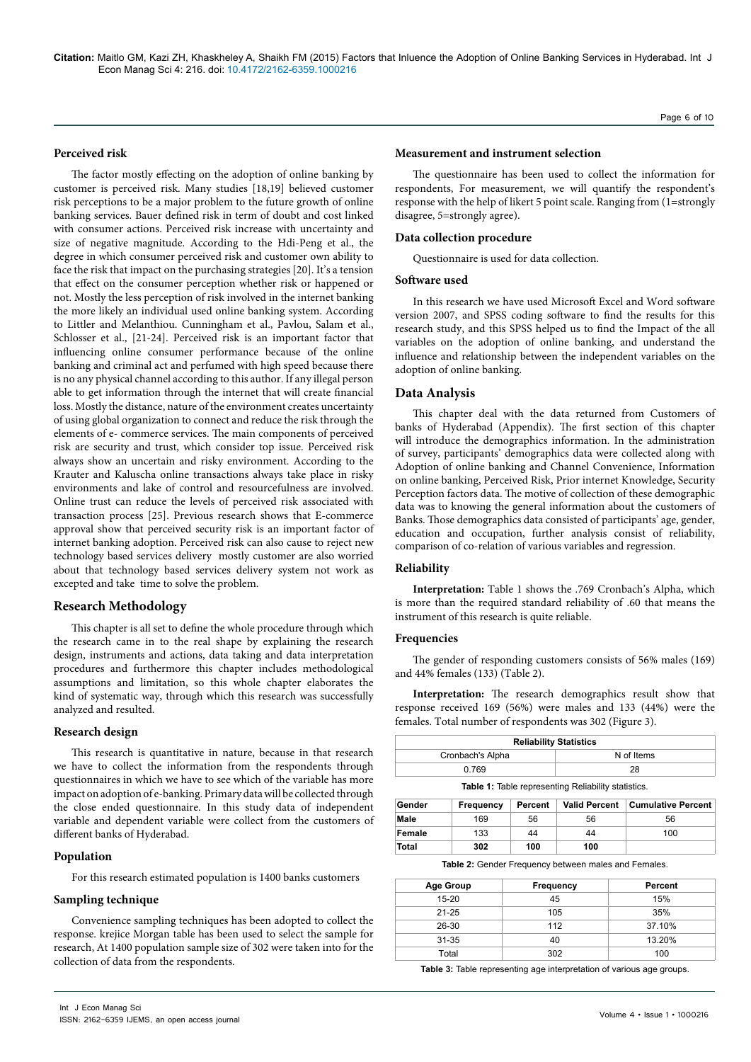### Perceived risk

The factor mostly effecting on the adoption of online banking by customer is perceived risk. Many studies [18,19] believed customer risk perceptions to be a major problem to the future growth of online banking services. Bauer defined risk in term of doubt and cost linked with consumer actions. Perceived risk increase with uncertainty and size of negative magnitude. According to the Hdi-Peng et al., the degree in which consumer perceived risk and customer own ability to face the risk that impact on the purchasing strategies [20]. It's a tension that effect on the consumer perception whether risk or happened or not. Mostly the less perception of risk involved in the internet banking the more likely an individual used online banking system. According to Littler and Melanthiou. Cunningham et al., Pavlou, Salam et al., Schlosser et al., [21-24]. Perceived risk is an important factor that influencing online consumer performance because of the online banking and criminal act and perfumed with high speed because there is no any physical channel according to this author. If any illegal person able to get information through the internet that will create financial loss. Mostly the distance, nature of the environment creates uncertainty of using global organization to connect and reduce the risk through the elements of e- commerce services. The main components of perceived risk are security and trust, which consider top issue. Perceived risk always show an uncertain and risky environment. According to the Krauter and Kaluscha online transactions always take place in risky environments and lake of control and resourcefulness are involved. Online trust can reduce the levels of perceived risk associated with transaction process [25]. Previous research shows that E-commerce approval show that perceived security risk is an important factor of internet banking adoption. Perceived risk can also cause to reject new technology based services delivery mostly customer are also worried about that technology based services delivery system not work as excepted and take time to solve the problem.

## Research Methodology

This chapter is all set to define the whole procedure through which the research came in to the real shape by explaining the research design, instruments and actions, data taking and data interpretation procedures and furthermore this chapter includes methodological assumptions and limitation, so this whole chapter elaborates the kind of systematic way, through which this research was successfully analyzed and resulted.

### Research design

This research is quantitative in nature, because in that research we have to collect the information from the respondents through questionnaires in which we have to see which of the variable has more impact on adoption of e-banking. Primary data will be collected through the close ended questionnaire. In this study data of independent variable and dependent variable were collect from the customers of different banks of Hyderabad.

### Population

For this research estimated population is 1400 banks customers

### Sampling technique

Convenience sampling techniques has been adopted to collect the response. krejice Morgan table has been used to select the sample for research, At 1400 population sample size of 302 were taken into for the collection of data from the respondents.

### Measurement and instrument selection

The questionnaire has been used to collect the information for respondents, For measurement, we will quantify the respondent's response with the help of likert 5 point scale. Ranging from (1=strongly disagree, 5=strongly agree).

### Data collection procedure

Questionnaire is used for data collection.

### Software used

In this research we have used Microsoft Excel and Word software version 2007, and SPSS coding software to find the results for this research study, and this SPSS helped us to find the Impact of the all variables on the adoption of online banking, and understand the influence and relationship between the independent variables on the adoption of online banking.

## Data Analysis

This chapter deal with the data returned from Customers of banks of Hyderabad (Appendix). The first section of this chapter will introduce the demographics information. In the administration of survey, participants' demographics data were collected along with Adoption of online banking and Channel Convenience, Information on online banking, Perceived Risk, Prior internet Knowledge, Security Perception factors data. The motive of collection of these demographic data was to knowing the general information about the customers of Banks. Those demographics data consisted of participants' age, gender, education and occupation, further analysis consist of reliability, comparison of co-relation of various variables and regression.

### Reliability

**Interpretation:** Table 1 shows the .769 Cronbach's Alpha, which is more than the required standard reliability of .60 that means the instrument of this research is quite reliable.

### Frequencies

The gender of responding customers consists of 56% males (169) and 44% females (133) (Table 2).

**Interpretation:** The research demographics result show that response received 169 (56%) were males and 133 (44%) were the females. Total number of respondents was 302 (Figure 3).

| Reliability Statistics | |
|---|---|
| Cronbach's Alpha | N of Items |
| 0.769 | 28 |

**Table 1:** Table representing Reliability statistics.

| Gender | Frequency | Percent | Valid Percent | Cumulative Percent |
|---|---|---|---|---|
| Male | 169 | 56 | 56 | 56 |
| Female | 133 | 44 | 44 | 100 |
| Total | 302 | 100 | 100 | |

**Table 2:** Gender Frequency between males and Females.

| Age Group | Frequency | Percent |
|---|---|---|
| 15-20 | 45 | 15% |
| 21-25 | 105 | 35% |
| 26-30 | 112 | 37.10% |
| 31-35 | 40 | 13.20% |
| Total | 302 | 100 |

**Table 3:** Table representing age interpretation of various age groups.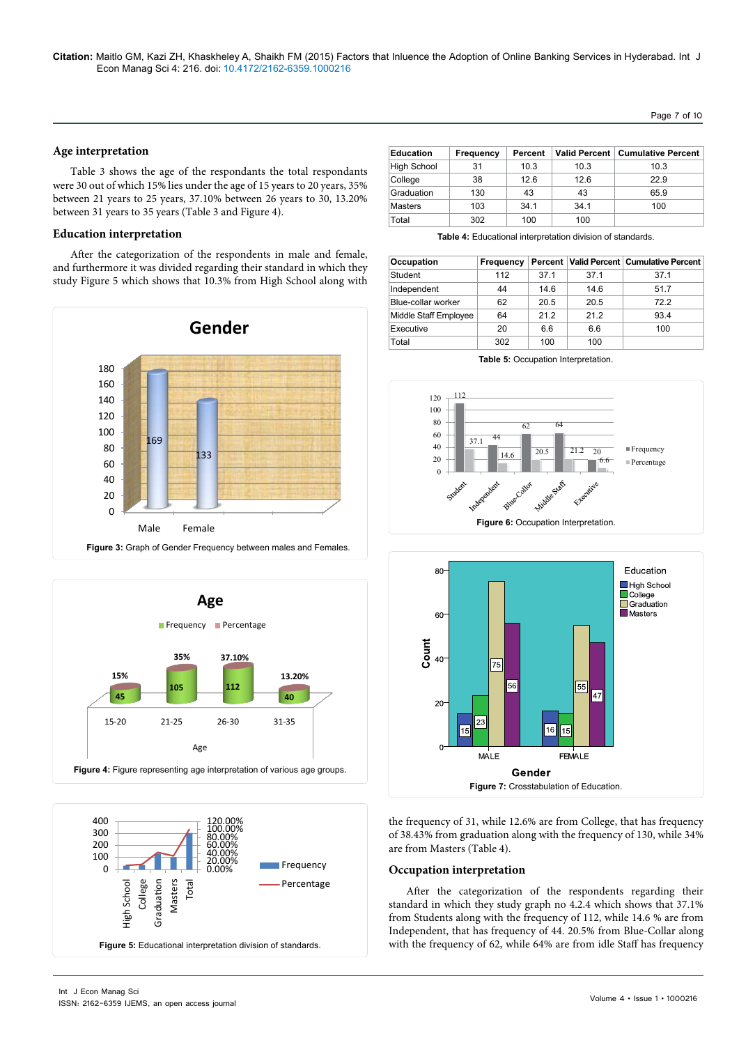## Age interpretation

Table 3 shows the age of the respondants the total respondants were 30 out of which 15% lies under the age of 15 years to 20 years, 35% between 21 years to 25 years, 37.10% between 26 years to 30, 13.20% between 31 years to 35 years (Table 3 and Figure 4).

## Education interpretation

After the categorization of the respondents in male and female, and furthermore it was divided regarding their standard in which they study Figure 5 which shows that 10.3% from High School along with the frequency of 31, while 12.6% are from College, that has frequency of 38.43% from graduation along with the frequency of 130, while 34% are from Masters (Table 4).

Figure 3: Graph of Gender Frequency between males and Females.

Figure 4: Figure representing age interpretation of various age groups.

Figure 5: Educational interpretation division of standards.

| Education | Frequency | Percent | Valid Percent | Cumulative Percent |
|---|---|---|---|---|
| High School | 31 | 10.3 | 10.3 | 10.3 |
| College | 38 | 12.6 | 12.6 | 22.9 |
| Graduation | 130 | 43 | 43 | 65.9 |
| Masters | 103 | 34.1 | 34.1 | 100 |
| Total | 302 | 100 | 100 | |

**Table 4:** Educational interpretation division of standards.

| Occupation | Frequency | Percent | Valid Percent | Cumulative Percent |
|---|---|---|---|---|
| Student | 112 | 37.1 | 37.1 | 37.1 |
| Independent | 44 | 14.6 | 14.6 | 51.7 |
| Blue-collar worker | 62 | 20.5 | 20.5 | 72.2 |
| Middle Staff Employee | 64 | 21.2 | 21.2 | 93.4 |
| Executive | 20 | 6.6 | 6.6 | 100 |
| Total | 302 | 100 | 100 | |

**Table 5:** Occupation Interpretation.

Figure 6: Occupation Interpretation.

Figure 7: Crosstabulation of Education.

## Occupation interpretation

After the categorization of the respondents regarding their standard in which they study graph no 4.2.4 which shows that 37.1% from Students along with the frequency of 112, while 14.6 % are from Independent, that has frequency of 44. 20.5% from Blue-Collar along with the frequency of 62, while 64% are from idle Staff has frequency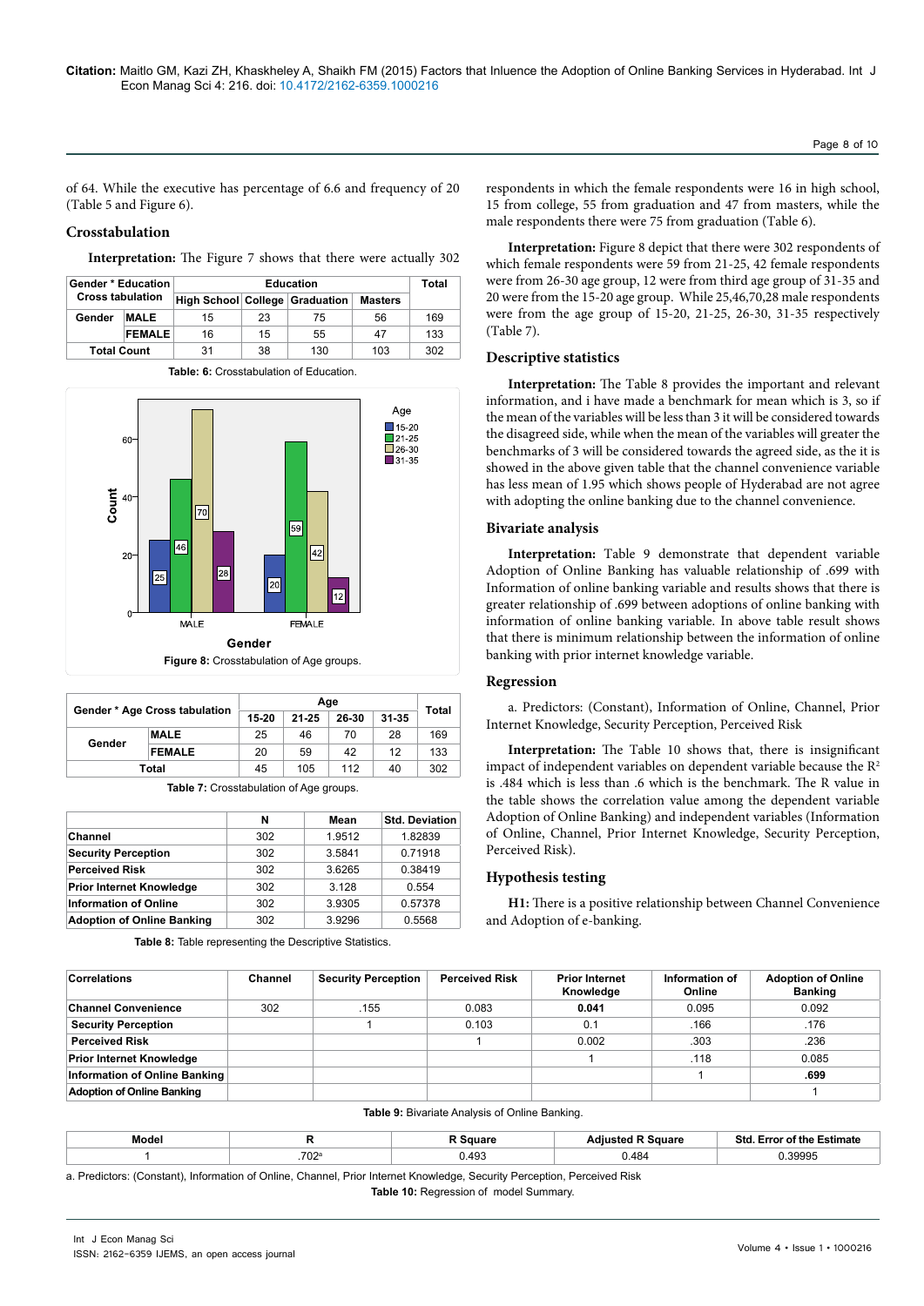of 64. While the executive has percentage of 6.6 and frequency of 20 (Table 5 and Figure 6).

## Crosstabulation

**Interpretation:** The Figure 7 shows that there were actually 302 respondents in which the female respondents were 16 in high school, 15 from college, 55 from graduation and 47 from masters, while the male respondents there were 75 from graduation (Table 6).

| Gender * Education Cross tabulation | | Education | | | | Total |
|---|---|---|---|---|---|---|
| | | High School | College | Graduation | Masters | |
| Gender | MALE | 15 | 23 | 75 | 56 | 169 |
| | FEMALE | 16 | 15 | 55 | 47 | 133 |
| Total Count | | 31 | 38 | 130 | 103 | 302 |

**Table: 6:** Crosstabulation of Education.

**Figure 8:** Crosstabulation of Age groups.

| Gender * Age Cross tabulation | | Age | | | | Total |
|---|---|---|---|---|---|---|
| | | 15-20 | 21-25 | 26-30 | 31-35 | |
| Gender | MALE | 25 | 46 | 70 | 28 | 169 |
| | FEMALE | 20 | 59 | 42 | 12 | 133 |
| Total | | 45 | 105 | 112 | 40 | 302 |

**Table 7:** Crosstabulation of Age groups.

| | N | Mean | Std. Deviation |
|---|---|---|---|
| Channel | 302 | 1.9512 | 1.82839 |
| Security Perception | 302 | 3.5841 | 0.71918 |
| Perceived Risk | 302 | 3.6265 | 0.38419 |
| Prior Internet Knowledge | 302 | 3.128 | 0.554 |
| Information of Online | 302 | 3.9305 | 0.57378 |
| Adoption of Online Banking | 302 | 3.9296 | 0.5568 |

**Table 8:** Table representing the Descriptive Statistics.

**Interpretation:** Figure 8 depict that there were 302 respondents of which female respondents were 59 from 21-25, 42 female respondents were from 26-30 age group, 12 were from third age group of 31-35 and 20 were from the 15-20 age group. While 25,46,70,28 male respondents were from the age group of 15-20, 21-25, 26-30, 31-35 respectively (Table 7).

## Descriptive statistics

**Interpretation:** The Table 8 provides the important and relevant information, and i have made a benchmark for mean which is 3, so if the mean of the variables will be less than 3 it will be considered towards the disagreed side, while when the mean of the variables will greater the benchmarks of 3 will be considered towards the agreed side, as the it is showed in the above given table that the channel convenience variable has less mean of 1.95 which shows people of Hyderabad are not agree with adopting the online banking due to the channel convenience.

## Bivariate analysis

**Interpretation:** Table 9 demonstrate that dependent variable Adoption of Online Banking has valuable relationship of .699 with Information of online banking variable and results shows that there is greater relationship of .699 between adoptions of online banking with information of online banking variable. In above table result shows that there is minimum relationship between the information of online banking with prior internet knowledge variable.

## Regression

a. Predictors: (Constant), Information of Online, Channel, Prior Internet Knowledge, Security Perception, Perceived Risk

**Interpretation:** The Table 10 shows that, there is insignificant impact of independent variables on dependent variable because the $R^2$ is .484 which is less than .6 which is the benchmark. The R value in the table shows the correlation value among the dependent variable Adoption of Online Banking) and independent variables (Information of Online, Channel, Prior Internet Knowledge, Security Perception, Perceived Risk).

## Hypothesis testing

**H1:** There is a positive relationship between Channel Convenience and Adoption of e-banking.

| Correlations | Channel | Security Perception | Perceived Risk | Prior Internet Knowledge | Information of Online | Adoption of Online Banking |
|---|---|---|---|---|---|---|
| Channel Convenience | 302 | .155 | 0.083 | **0.041** | 0.095 | 0.092 |
| Security Perception | | 1 | 0.103 | 0.1 | .166 | .176 |
| Perceived Risk | | | 1 | 0.002 | .303 | .236 |
| Prior Internet Knowledge | | | | 1 | .118 | 0.085 |
| Information of Online Banking | | | | | 1 | **.699** |
| Adoption of Online Banking | | | | | | 1 |

**Table 9:** Bivariate Analysis of Online Banking.

| Model | R | R Square | Adjusted R Square | Std. Error of the Estimate |
|---|---|---|---|---|
| 1 | .702[a] | 0.493 | 0.484 | 0.39995 |

a. Predictors: (Constant), Information of Online, Channel, Prior Internet Knowledge, Security Perception, Perceived Risk

**Table 10:** Regression of model Summary.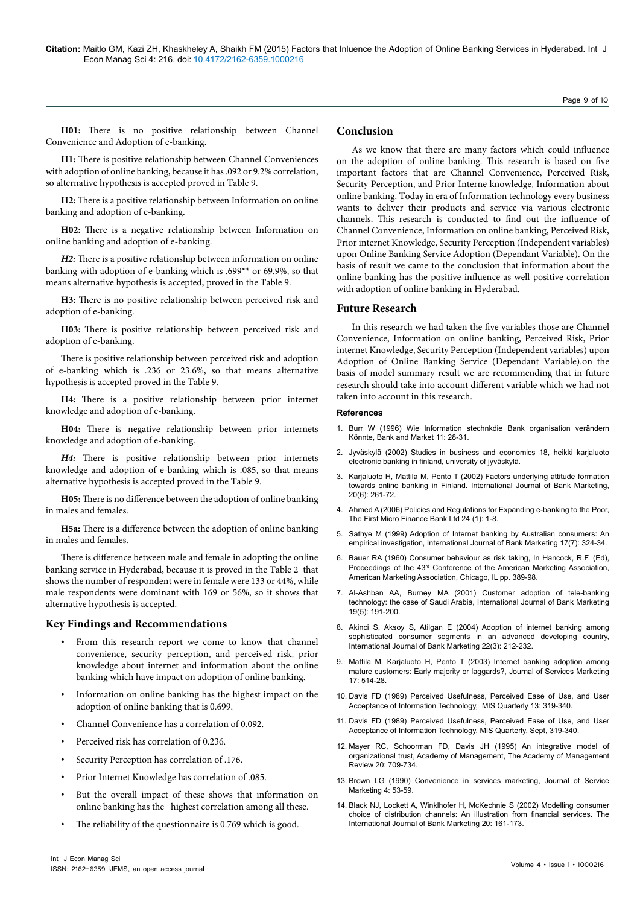**H01:** There is no positive relationship between Channel Convenience and Adoption of e-banking.

**H1:** There is positive relationship between Channel Conveniences with adoption of online banking, because it has .092 or 9.2% correlation, so alternative hypothesis is accepted proved in Table 9.

**H2:** There is a positive relationship between Information on online banking and adoption of e-banking.

**H02:** There is a negative relationship between Information on online banking and adoption of e-banking.

***H2:*** There is a positive relationship between information on online banking with adoption of e-banking which is .699** or 69.9%, so that means alternative hypothesis is accepted, proved in the Table 9.

**H3:** There is no positive relationship between perceived risk and adoption of e-banking.

**H03:** There is positive relationship between perceived risk and adoption of e-banking.

There is positive relationship between perceived risk and adoption of e-banking which is .236 or 23.6%, so that means alternative hypothesis is accepted proved in the Table 9.

**H4:** There is a positive relationship between prior internet knowledge and adoption of e-banking.

**H04:** There is negative relationship between prior internets knowledge and adoption of e-banking.

***H4:*** There is positive relationship between prior internets knowledge and adoption of e-banking which is .085, so that means alternative hypothesis is accepted proved in the Table 9.

**H05:** There is no difference between the adoption of online banking in males and females.

**H5a:** There is a difference between the adoption of online banking in males and females.

There is difference between male and female in adopting the online banking service in Hyderabad, because it is proved in the Table 2 that shows the number of respondent were in female were 133 or 44%, while male respondents were dominant with 169 or 56%, so it shows that alternative hypothesis is accepted.

## Key Findings and Recommendations

- From this research report we come to know that channel convenience, security perception, and perceived risk, prior knowledge about internet and information about the online banking which have impact on adoption of online banking.
- Information on online banking has the highest impact on the adoption of online banking that is 0.699.
- Channel Convenience has a correlation of 0.092.
- Perceived risk has correlation of 0.236.
- Security Perception has correlation of .176.
- Prior Internet Knowledge has correlation of .085.
- But the overall impact of these shows that information on online banking has the highest correlation among all these.
- The reliability of the questionnaire is 0.769 which is good.

## Conclusion

As we know that there are many factors which could influence on the adoption of online banking. This research is based on five important factors that are Channel Convenience, Perceived Risk, Security Perception, and Prior Interne knowledge, Information about online banking. Today in era of Information technology every business wants to deliver their products and service via various electronic channels. This research is conducted to find out the influence of Channel Convenience, Information on online banking, Perceived Risk, Prior internet Knowledge, Security Perception (Independent variables) upon Online Banking Service Adoption (Dependant Variable). On the basis of result we came to the conclusion that information about the online banking has the positive influence as well positive correlation with adoption of online banking in Hyderabad.

## Future Research

In this research we had taken the five variables those are Channel Convenience, Information on online banking, Perceived Risk, Prior internet Knowledge, Security Perception (Independent variables) upon Adoption of Online Banking Service (Dependant Variable).on the basis of model summary result we are recommending that in future research should take into account different variable which we had not taken into account in this research.

### References

1. Burr W (1996) Wie Information stechnkdie Bank organisation verändern Könnte, Bank and Market 11: 28-31.
2. Jyväskylä (2002) Studies in business and economics 18, heikki karjaluoto electronic banking in finland, university of jyväskylä.
3. Karjaluoto H, Mattila M, Pento T (2002) Factors underlying attitude formation towards online banking in Finland. International Journal of Bank Marketing, 20(6): 261-72.
4. Ahmed A (2006) Policies and Regulations for Expanding e-banking to the Poor, The First Micro Finance Bank Ltd 24 (1): 1-8.
5. Sathye M (1999) Adoption of Internet banking by Australian consumers: An empirical investigation, International Journal of Bank Marketing 17(7): 324-34.
6. Bauer RA (1960) Consumer behaviour as risk taking, In Hancock, R.F. (Ed), Proceedings of the 43rd Conference of the American Marketing Association, American Marketing Association, Chicago, IL pp. 389-98.
7. Al-Ashban AA, Burney MA (2001) Customer adoption of tele-banking technology: the case of Saudi Arabia, International Journal of Bank Marketing 19(5): 191-200.
8. Akinci S, Aksoy S, Atilgan E (2004) Adoption of internet banking among sophisticated consumer segments in an advanced developing country, International Journal of Bank Marketing 22(3): 212-232.
9. Mattila M, Karjaluoto H, Pento T (2003) Internet banking adoption among mature customers: Early majority or laggards?, Journal of Services Marketing 17: 514-28.
10. Davis FD (1989) Perceived Usefulness, Perceived Ease of Use, and User Acceptance of Information Technology, MIS Quarterly 13: 319-340.
11. Davis FD (1989) Perceived Usefulness, Perceived Ease of Use, and User Acceptance of Information Technology, MIS Quarterly, Sept, 319-340.
12. Mayer RC, Schoorman FD, Davis JH (1995) An integrative model of organizational trust, Academy of Management, The Academy of Management Review 20: 709-734.
13. Brown LG (1990) Convenience in services marketing, Journal of Service Marketing 4: 53-59.
14. Black NJ, Lockett A, Winklhofer H, McKechnie S (2002) Modelling consumer choice of distribution channels: An illustration from financial services. The International Journal of Bank Marketing 20: 161-173.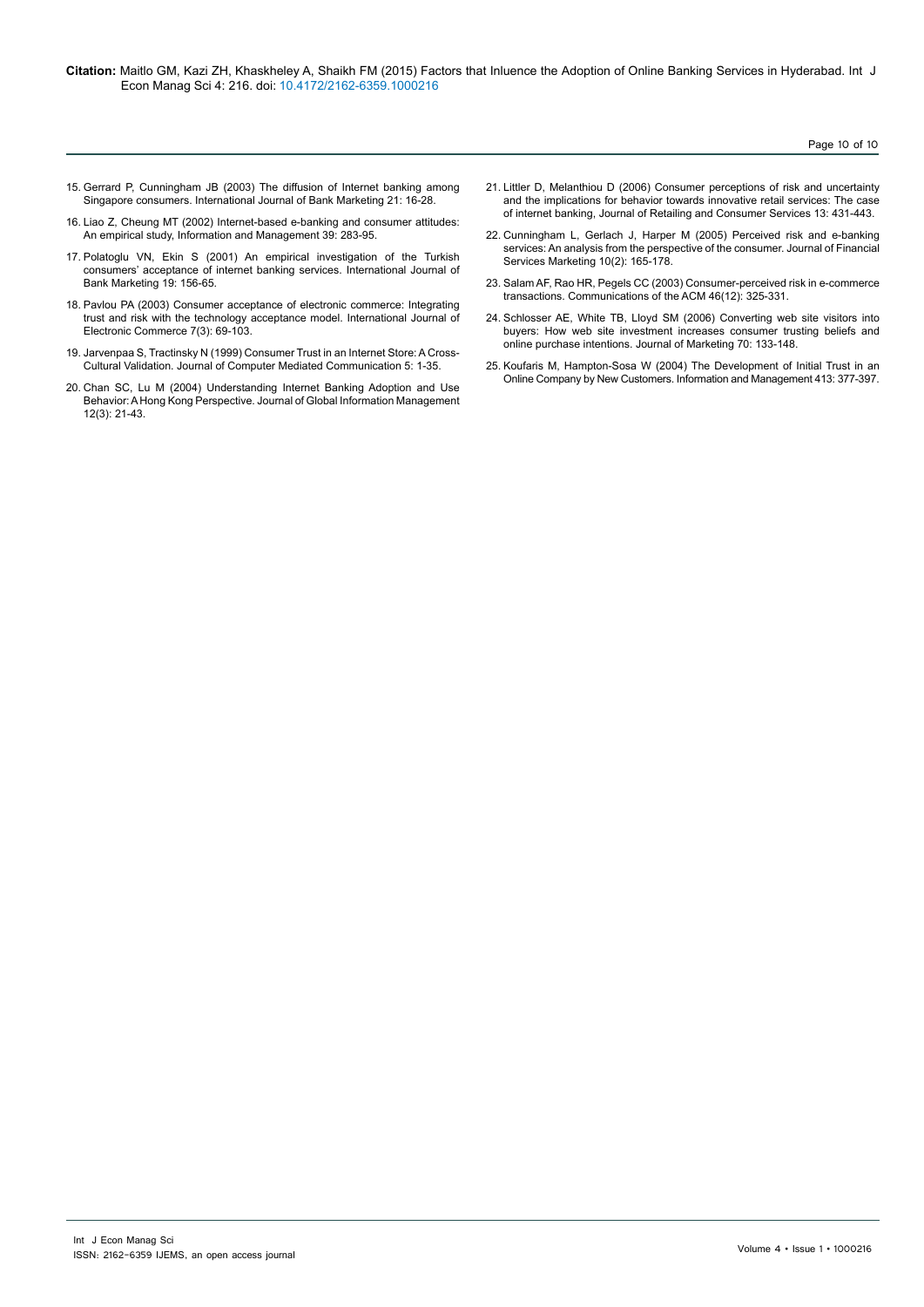15. Gerrard P, Cunningham JB (2003) The diffusion of Internet banking among Singapore consumers. International Journal of Bank Marketing 21: 16-28.
16. Liao Z, Cheung MT (2002) Internet-based e-banking and consumer attitudes: An empirical study, Information and Management 39: 283-95.
17. Polatoglu VN, Ekin S (2001) An empirical investigation of the Turkish consumers' acceptance of internet banking services. International Journal of Bank Marketing 19: 156-65.
18. Pavlou PA (2003) Consumer acceptance of electronic commerce: Integrating trust and risk with the technology acceptance model. International Journal of Electronic Commerce 7(3): 69-103.
19. Jarvenpaa S, Tractinsky N (1999) Consumer Trust in an Internet Store: A Cross-Cultural Validation. Journal of Computer Mediated Communication 5: 1-35.
20. Chan SC, Lu M (2004) Understanding Internet Banking Adoption and Use Behavior: A Hong Kong Perspective. Journal of Global Information Management 12(3): 21-43.
21. Littler D, Melanthiou D (2006) Consumer perceptions of risk and uncertainty and the implications for behavior towards innovative retail services: The case of internet banking, Journal of Retailing and Consumer Services 13: 431-443.
22. Cunningham L, Gerlach J, Harper M (2005) Perceived risk and e-banking services: An analysis from the perspective of the consumer. Journal of Financial Services Marketing 10(2): 165-178.
23. Salam AF, Rao HR, Pegels CC (2003) Consumer-perceived risk in e-commerce transactions. Communications of the ACM 46(12): 325-331.
24. Schlosser AE, White TB, Lloyd SM (2006) Converting web site visitors into buyers: How web site investment increases consumer trusting beliefs and online purchase intentions. Journal of Marketing 70: 133-148.
25. Koufaris M, Hampton-Sosa W (2004) The Development of Initial Trust in an Online Company by New Customers. Information and Management 413: 377-397.